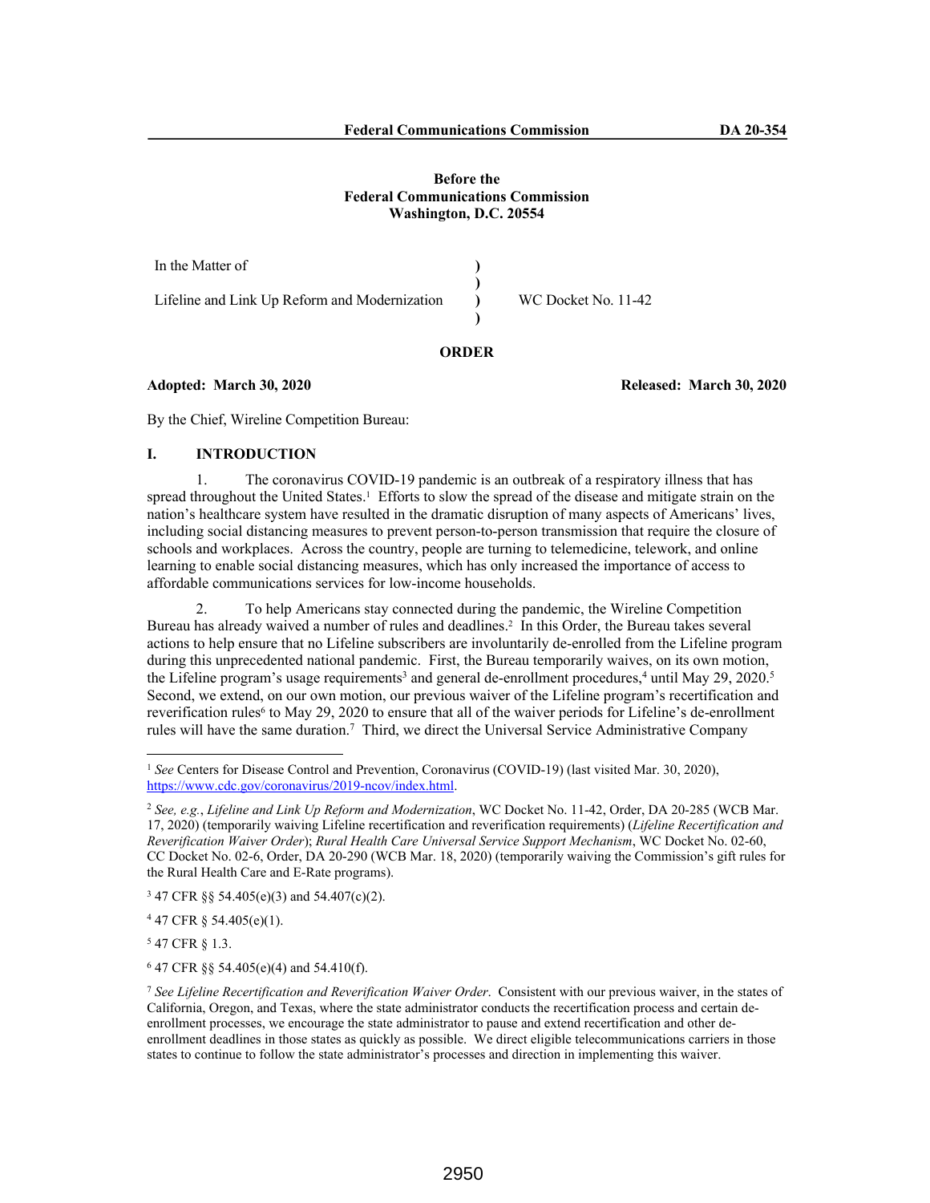Before the
Federal Communications Commission
Washington, D.C. 20554

| | | |
|---|---|---|
| In the Matter of | ) | |
| | ) | |
| Lifeline and Link Up Reform and Modernization | ) | WC Docket No. 11-42 |
| | ) | |

**ORDER**

**Adopted: March 30, 2020** **Released: March 30, 2020**

By the Chief, Wireline Competition Bureau:

## I. INTRODUCTION

1. The coronavirus COVID-19 pandemic is an outbreak of a respiratory illness that has spread throughout the United States.[1] Efforts to slow the spread of the disease and mitigate strain on the nation's healthcare system have resulted in the dramatic disruption of many aspects of Americans' lives, including social distancing measures to prevent person-to-person transmission that require the closure of schools and workplaces. Across the country, people are turning to telemedicine, telework, and online learning to enable social distancing measures, which has only increased the importance of access to affordable communications services for low-income households.

2. To help Americans stay connected during the pandemic, the Wireline Competition Bureau has already waived a number of rules and deadlines.[2] In this Order, the Bureau takes several actions to help ensure that no Lifeline subscribers are involuntarily de-enrolled from the Lifeline program during this unprecedented national pandemic. First, the Bureau temporarily waives, on its own motion, the Lifeline program's usage requirements[3] and general de-enrollment procedures,[4] until May 29, 2020.[5] Second, we extend, on our own motion, our previous waiver of the Lifeline program's recertification and reverification rules[6] to May 29, 2020 to ensure that all of the waiver periods for Lifeline's de-enrollment rules will have the same duration.[7] Third, we direct the Universal Service Administrative Company

---

[1] *See* Centers for Disease Control and Prevention, Coronavirus (COVID-19) (last visited Mar. 30, 2020), https://www.cdc.gov/coronavirus/2019-ncov/index.html.

[2] *See, e.g.*, *Lifeline and Link Up Reform and Modernization*, WC Docket No. 11-42, Order, DA 20-285 (WCB Mar. 17, 2020) (temporarily waiving Lifeline recertification and reverification requirements) (*Lifeline Recertification and Reverification Waiver Order*); *Rural Health Care Universal Service Support Mechanism*, WC Docket No. 02-60, CC Docket No. 02-6, Order, DA 20-290 (WCB Mar. 18, 2020) (temporarily waiving the Commission's gift rules for the Rural Health Care and E-Rate programs).

[3] 47 CFR §§ 54.405(e)(3) and 54.407(c)(2).

[4] 47 CFR § 54.405(e)(1).

[5] 47 CFR § 1.3.

[6] 47 CFR §§ 54.405(e)(4) and 54.410(f).

[7] *See Lifeline Recertification and Reverification Waiver Order*. Consistent with our previous waiver, in the states of California, Oregon, and Texas, where the state administrator conducts the recertification process and certain de-enrollment processes, we encourage the state administrator to pause and extend recertification and other de-enrollment deadlines in those states as quickly as possible. We direct eligible telecommunications carriers in those states to continue to follow the state administrator's processes and direction in implementing this waiver.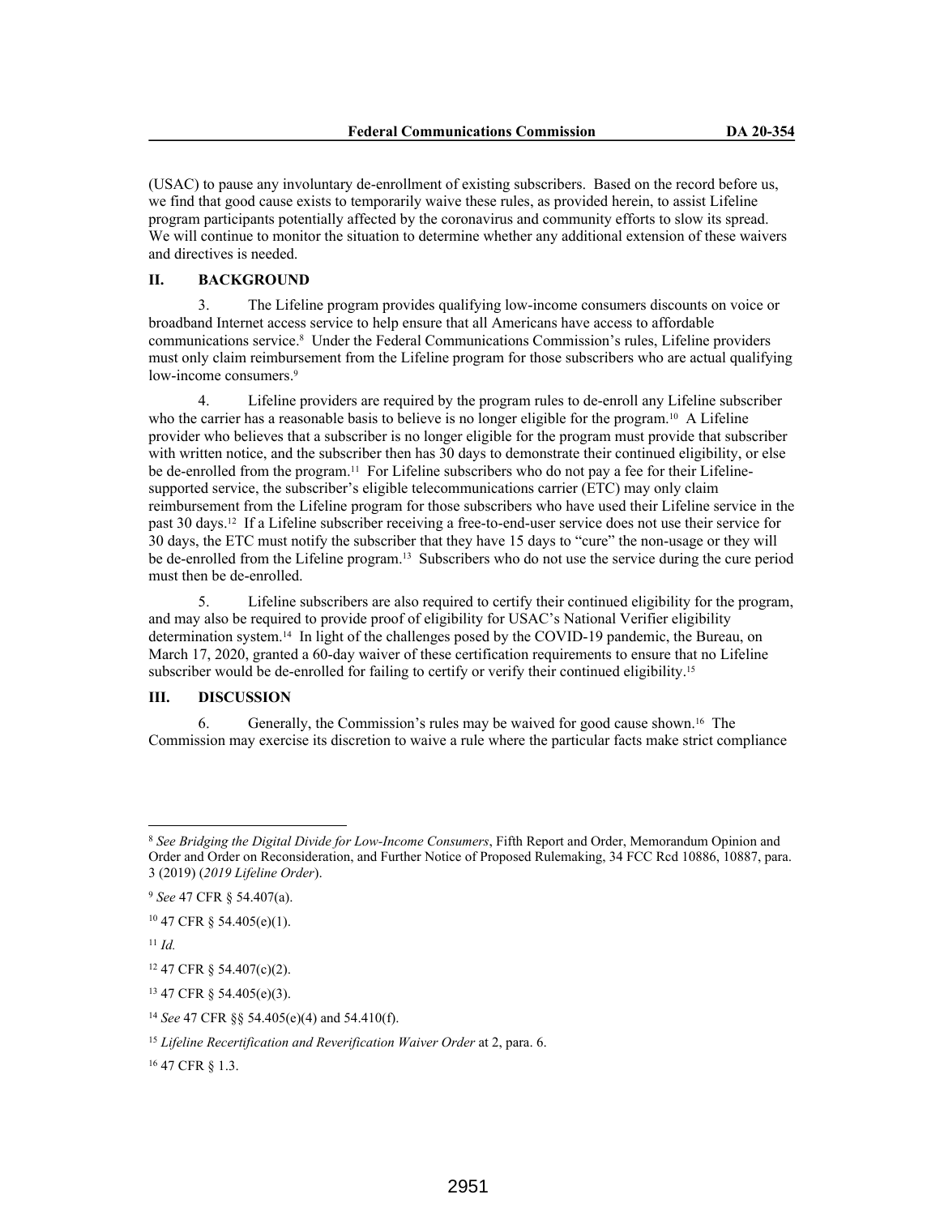(USAC) to pause any involuntary de-enrollment of existing subscribers. Based on the record before us, we find that good cause exists to temporarily waive these rules, as provided herein, to assist Lifeline program participants potentially affected by the coronavirus and community efforts to slow its spread. We will continue to monitor the situation to determine whether any additional extension of these waivers and directives is needed.

## II. BACKGROUND

3. The Lifeline program provides qualifying low-income consumers discounts on voice or broadband Internet access service to help ensure that all Americans have access to affordable communications service.[8] Under the Federal Communications Commission's rules, Lifeline providers must only claim reimbursement from the Lifeline program for those subscribers who are actual qualifying low-income consumers.[9]

4. Lifeline providers are required by the program rules to de-enroll any Lifeline subscriber who the carrier has a reasonable basis to believe is no longer eligible for the program.[10] A Lifeline provider who believes that a subscriber is no longer eligible for the program must provide that subscriber with written notice, and the subscriber then has 30 days to demonstrate their continued eligibility, or else be de-enrolled from the program.[11] For Lifeline subscribers who do not pay a fee for their Lifeline-supported service, the subscriber's eligible telecommunications carrier (ETC) may only claim reimbursement from the Lifeline program for those subscribers who have used their Lifeline service in the past 30 days.[12] If a Lifeline subscriber receiving a free-to-end-user service does not use their service for 30 days, the ETC must notify the subscriber that they have 15 days to "cure" the non-usage or they will be de-enrolled from the Lifeline program.[13] Subscribers who do not use the service during the cure period must then be de-enrolled.

5. Lifeline subscribers are also required to certify their continued eligibility for the program, and may also be required to provide proof of eligibility for USAC's National Verifier eligibility determination system.[14] In light of the challenges posed by the COVID-19 pandemic, the Bureau, on March 17, 2020, granted a 60-day waiver of these certification requirements to ensure that no Lifeline subscriber would be de-enrolled for failing to certify or verify their continued eligibility.[15]

## III. DISCUSSION

6. Generally, the Commission's rules may be waived for good cause shown.[16] The Commission may exercise its discretion to waive a rule where the particular facts make strict compliance

---

[8] *See Bridging the Digital Divide for Low-Income Consumers*, Fifth Report and Order, Memorandum Opinion and Order and Order on Reconsideration, and Further Notice of Proposed Rulemaking, 34 FCC Rcd 10886, 10887, para. 3 (2019) (*2019 Lifeline Order*).

[9] *See* 47 CFR § 54.407(a).

[10] 47 CFR § 54.405(e)(1).

[11] *Id.*

[12] 47 CFR § 54.407(c)(2).

[13] 47 CFR § 54.405(e)(3).

[14] *See* 47 CFR §§ 54.405(e)(4) and 54.410(f).

[15] *Lifeline Recertification and Reverification Waiver Order* at 2, para. 6.

[16] 47 CFR § 1.3.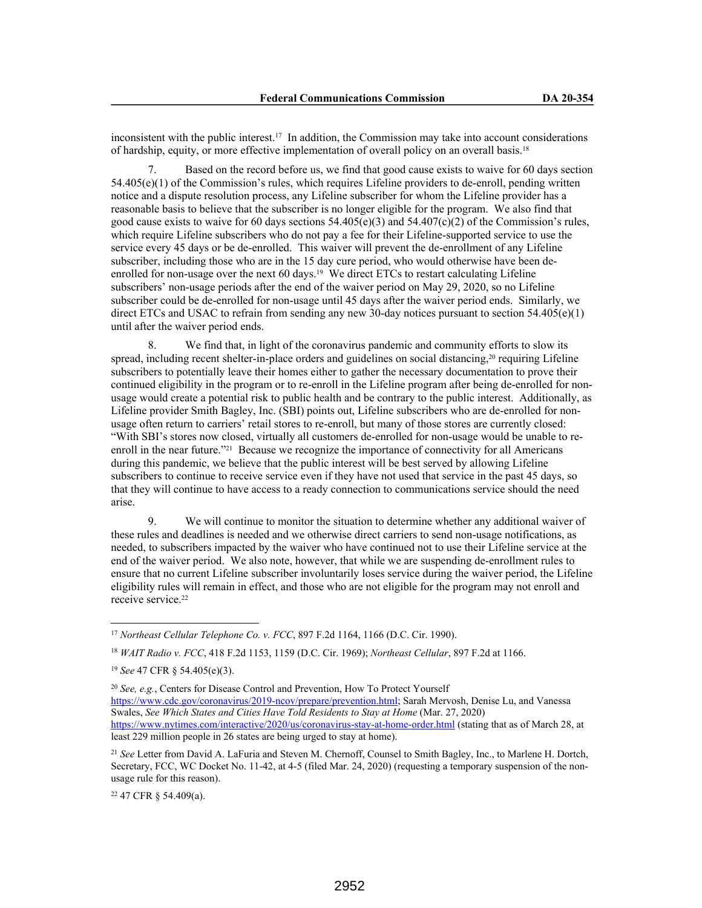inconsistent with the public interest.[17] In addition, the Commission may take into account considerations of hardship, equity, or more effective implementation of overall policy on an overall basis.[18]

7. Based on the record before us, we find that good cause exists to waive for 60 days section 54.405(e)(1) of the Commission's rules, which requires Lifeline providers to de-enroll, pending written notice and a dispute resolution process, any Lifeline subscriber for whom the Lifeline provider has a reasonable basis to believe that the subscriber is no longer eligible for the program. We also find that good cause exists to waive for 60 days sections 54.405(e)(3) and 54.407(c)(2) of the Commission's rules, which require Lifeline subscribers who do not pay a fee for their Lifeline-supported service to use the service every 45 days or be de-enrolled. This waiver will prevent the de-enrollment of any Lifeline subscriber, including those who are in the 15 day cure period, who would otherwise have been de-enrolled for non-usage over the next 60 days.[19] We direct ETCs to restart calculating Lifeline subscribers' non-usage periods after the end of the waiver period on May 29, 2020, so no Lifeline subscriber could be de-enrolled for non-usage until 45 days after the waiver period ends. Similarly, we direct ETCs and USAC to refrain from sending any new 30-day notices pursuant to section 54.405(e)(1) until after the waiver period ends.

8. We find that, in light of the coronavirus pandemic and community efforts to slow its spread, including recent shelter-in-place orders and guidelines on social distancing,[20] requiring Lifeline subscribers to potentially leave their homes either to gather the necessary documentation to prove their continued eligibility in the program or to re-enroll in the Lifeline program after being de-enrolled for non-usage would create a potential risk to public health and be contrary to the public interest. Additionally, as Lifeline provider Smith Bagley, Inc. (SBI) points out, Lifeline subscribers who are de-enrolled for non-usage often return to carriers' retail stores to re-enroll, but many of those stores are currently closed: "With SBI's stores now closed, virtually all customers de-enrolled for non-usage would be unable to re-enroll in the near future."[21] Because we recognize the importance of connectivity for all Americans during this pandemic, we believe that the public interest will be best served by allowing Lifeline subscribers to continue to receive service even if they have not used that service in the past 45 days, so that they will continue to have access to a ready connection to communications service should the need arise.

9. We will continue to monitor the situation to determine whether any additional waiver of these rules and deadlines is needed and we otherwise direct carriers to send non-usage notifications, as needed, to subscribers impacted by the waiver who have continued not to use their Lifeline service at the end of the waiver period. We also note, however, that while we are suspending de-enrollment rules to ensure that no current Lifeline subscriber involuntarily loses service during the waiver period, the Lifeline eligibility rules will remain in effect, and those who are not eligible for the program may not enroll and receive service.[22]

---

[17] *Northeast Cellular Telephone Co. v. FCC*, 897 F.2d 1164, 1166 (D.C. Cir. 1990).

[18] *WAIT Radio v. FCC*, 418 F.2d 1153, 1159 (D.C. Cir. 1969); *Northeast Cellular*, 897 F.2d at 1166.

[19] *See* 47 CFR § 54.405(e)(3).

[20] *See, e.g.*, Centers for Disease Control and Prevention, How To Protect Yourself https://www.cdc.gov/coronavirus/2019-ncov/prepare/prevention.html; Sarah Mervosh, Denise Lu, and Vanessa Swales, *See Which States and Cities Have Told Residents to Stay at Home* (Mar. 27, 2020) https://www.nytimes.com/interactive/2020/us/coronavirus-stay-at-home-order.html (stating that as of March 28, at least 229 million people in 26 states are being urged to stay at home).

[21] *See* Letter from David A. LaFuria and Steven M. Chernoff, Counsel to Smith Bagley, Inc., to Marlene H. Dortch, Secretary, FCC, WC Docket No. 11-42, at 4-5 (filed Mar. 24, 2020) (requesting a temporary suspension of the non-usage rule for this reason).

[22] 47 CFR § 54.409(a).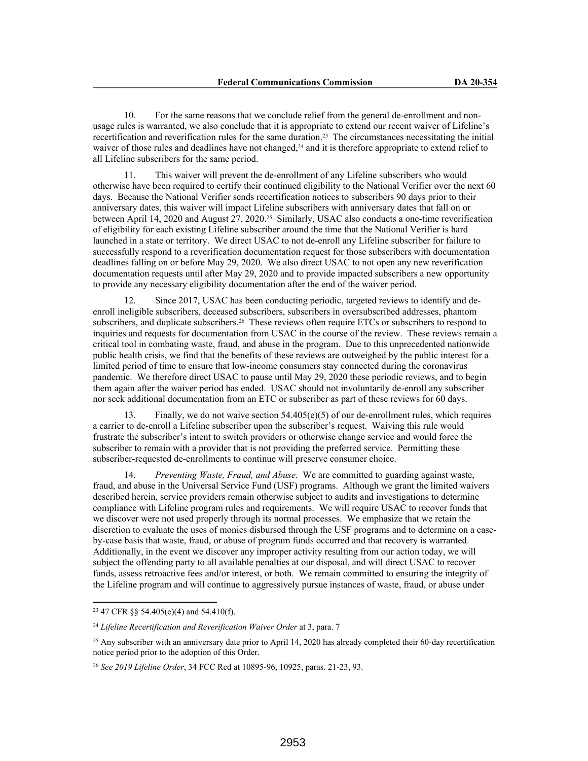10. For the same reasons that we conclude relief from the general de-enrollment and non-usage rules is warranted, we also conclude that it is appropriate to extend our recent waiver of Lifeline's recertification and reverification rules for the same duration.[23] The circumstances necessitating the initial waiver of those rules and deadlines have not changed,[24] and it is therefore appropriate to extend relief to all Lifeline subscribers for the same period.

11. This waiver will prevent the de-enrollment of any Lifeline subscribers who would otherwise have been required to certify their continued eligibility to the National Verifier over the next 60 days. Because the National Verifier sends recertification notices to subscribers 90 days prior to their anniversary dates, this waiver will impact Lifeline subscribers with anniversary dates that fall on or between April 14, 2020 and August 27, 2020.[25] Similarly, USAC also conducts a one-time reverification of eligibility for each existing Lifeline subscriber around the time that the National Verifier is hard launched in a state or territory. We direct USAC to not de-enroll any Lifeline subscriber for failure to successfully respond to a reverification documentation request for those subscribers with documentation deadlines falling on or before May 29, 2020. We also direct USAC to not open any new reverification documentation requests until after May 29, 2020 and to provide impacted subscribers a new opportunity to provide any necessary eligibility documentation after the end of the waiver period.

12. Since 2017, USAC has been conducting periodic, targeted reviews to identify and de-enroll ineligible subscribers, deceased subscribers, subscribers in oversubscribed addresses, phantom subscribers, and duplicate subscribers.[26] These reviews often require ETCs or subscribers to respond to inquiries and requests for documentation from USAC in the course of the review. These reviews remain a critical tool in combating waste, fraud, and abuse in the program. Due to this unprecedented nationwide public health crisis, we find that the benefits of these reviews are outweighed by the public interest for a limited period of time to ensure that low-income consumers stay connected during the coronavirus pandemic. We therefore direct USAC to pause until May 29, 2020 these periodic reviews, and to begin them again after the waiver period has ended. USAC should not involuntarily de-enroll any subscriber nor seek additional documentation from an ETC or subscriber as part of these reviews for 60 days.

13. Finally, we do not waive section 54.405(e)(5) of our de-enrollment rules, which requires a carrier to de-enroll a Lifeline subscriber upon the subscriber's request. Waiving this rule would frustrate the subscriber's intent to switch providers or otherwise change service and would force the subscriber to remain with a provider that is not providing the preferred service. Permitting these subscriber-requested de-enrollments to continue will preserve consumer choice.

14. *Preventing Waste, Fraud, and Abuse*. We are committed to guarding against waste, fraud, and abuse in the Universal Service Fund (USF) programs. Although we grant the limited waivers described herein, service providers remain otherwise subject to audits and investigations to determine compliance with Lifeline program rules and requirements. We will require USAC to recover funds that we discover were not used properly through its normal processes. We emphasize that we retain the discretion to evaluate the uses of monies disbursed through the USF programs and to determine on a case-by-case basis that waste, fraud, or abuse of program funds occurred and that recovery is warranted. Additionally, in the event we discover any improper activity resulting from our action today, we will subject the offending party to all available penalties at our disposal, and will direct USAC to recover funds, assess retroactive fees and/or interest, or both. We remain committed to ensuring the integrity of the Lifeline program and will continue to aggressively pursue instances of waste, fraud, or abuse under

---

[23] 47 CFR §§ 54.405(e)(4) and 54.410(f).

[24] *Lifeline Recertification and Reverification Waiver Order* at 3, para. 7

[25] Any subscriber with an anniversary date prior to April 14, 2020 has already completed their 60-day recertification notice period prior to the adoption of this Order.

[26] *See 2019 Lifeline Order*, 34 FCC Rcd at 10895-96, 10925, paras. 21-23, 93.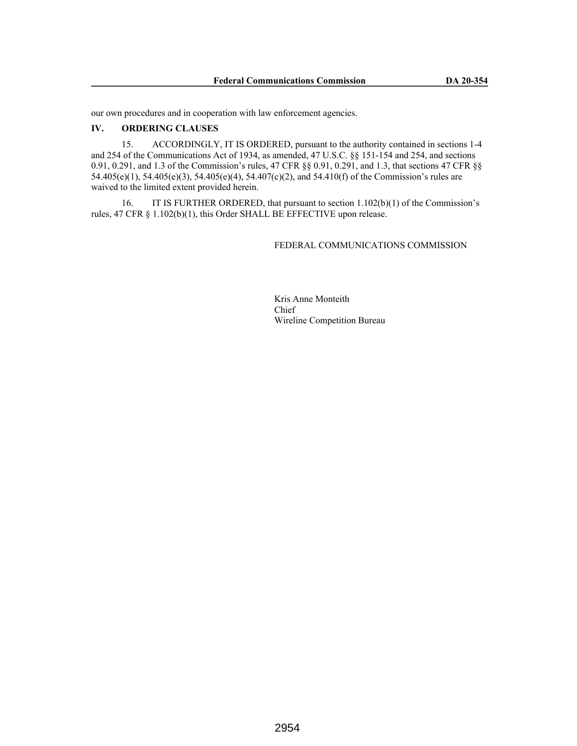our own procedures and in cooperation with law enforcement agencies.

## IV. ORDERING CLAUSES

15. ACCORDINGLY, IT IS ORDERED, pursuant to the authority contained in sections 1-4 and 254 of the Communications Act of 1934, as amended, 47 U.S.C. §§ 151-154 and 254, and sections 0.91, 0.291, and 1.3 of the Commission's rules, 47 CFR §§ 0.91, 0.291, and 1.3, that sections 47 CFR §§ 54.405(e)(1), 54.405(e)(3), 54.405(e)(4), 54.407(c)(2), and 54.410(f) of the Commission's rules are waived to the limited extent provided herein.

16. IT IS FURTHER ORDERED, that pursuant to section 1.102(b)(1) of the Commission's rules, 47 CFR § 1.102(b)(1), this Order SHALL BE EFFECTIVE upon release.

FEDERAL COMMUNICATIONS COMMISSION

Kris Anne Monteith
Chief
Wireline Competition Bureau